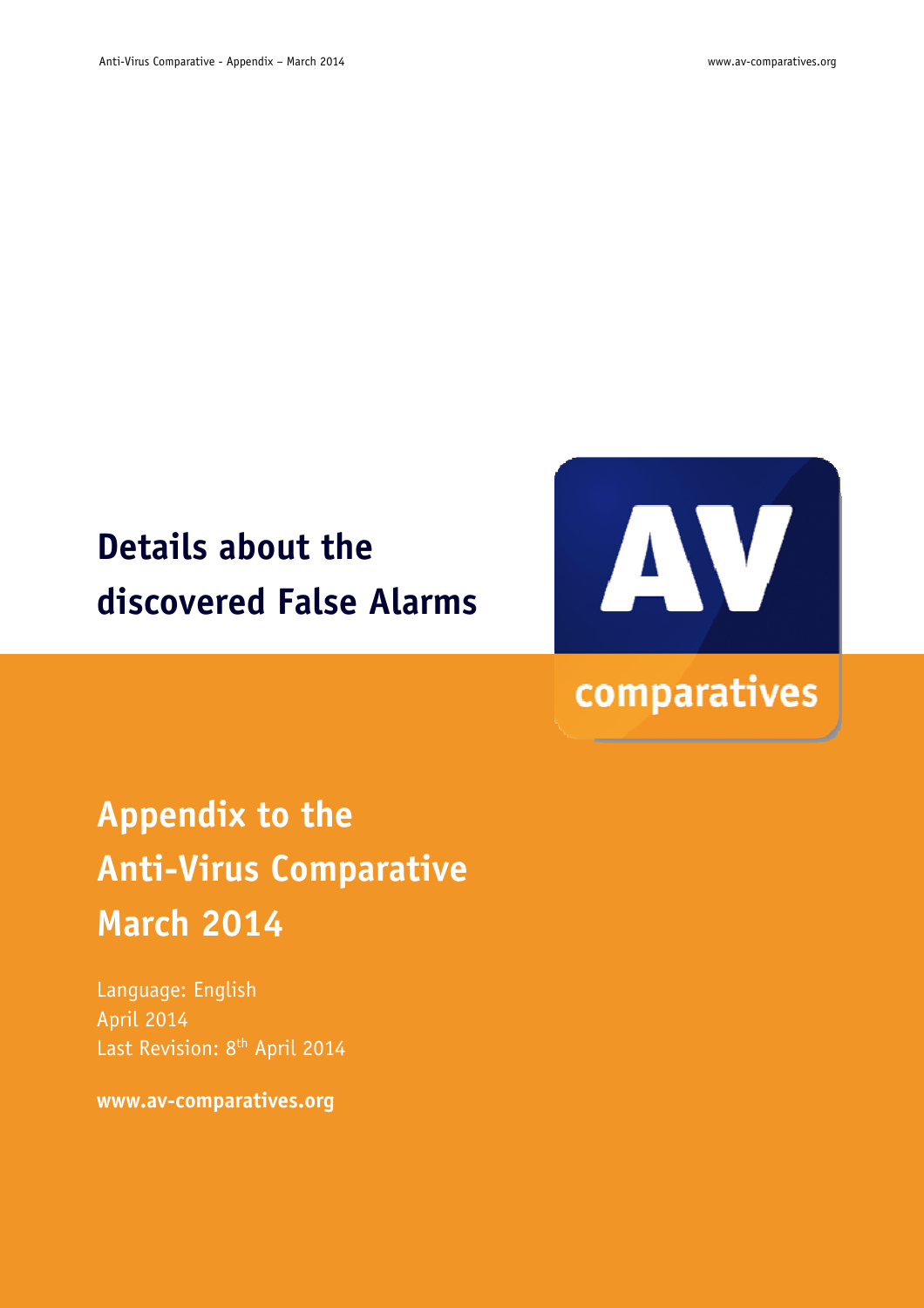# Details about the discovered False Alarms

## Appendix to the Anti-Virus Comparative March 2014

Language: English
April 2014
Last Revision: 8th April 2014

**www.av-comparatives.org**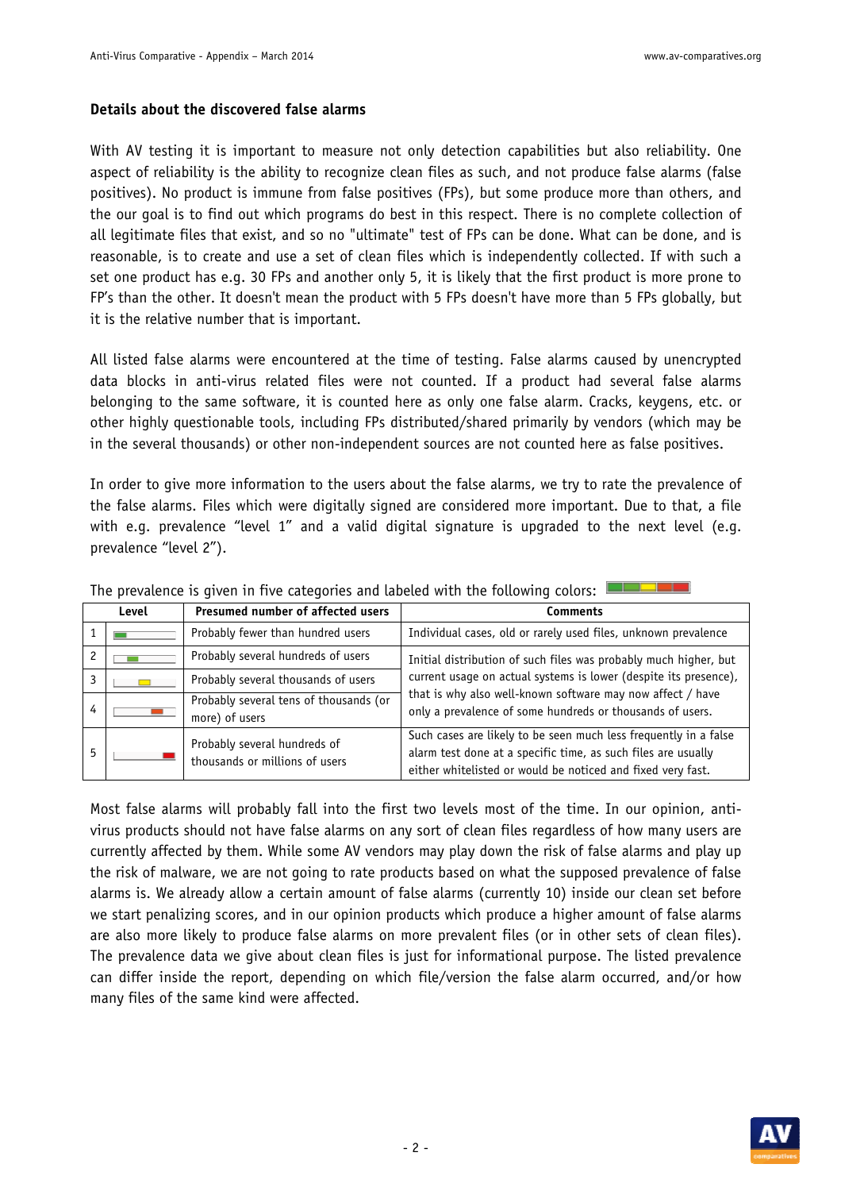**Details about the discovered false alarms**

With AV testing it is important to measure not only detection capabilities but also reliability. One aspect of reliability is the ability to recognize clean files as such, and not produce false alarms (false positives). No product is immune from false positives (FPs), but some produce more than others, and the our goal is to find out which programs do best in this respect. There is no complete collection of all legitimate files that exist, and so no "ultimate" test of FPs can be done. What can be done, and is reasonable, is to create and use a set of clean files which is independently collected. If with such a set one product has e.g. 30 FPs and another only 5, it is likely that the first product is more prone to FP's than the other. It doesn't mean the product with 5 FPs doesn't have more than 5 FPs globally, but it is the relative number that is important.

All listed false alarms were encountered at the time of testing. False alarms caused by unencrypted data blocks in anti-virus related files were not counted. If a product had several false alarms belonging to the same software, it is counted here as only one false alarm. Cracks, keygens, etc. or other highly questionable tools, including FPs distributed/shared primarily by vendors (which may be in the several thousands) or other non-independent sources are not counted here as false positives.

In order to give more information to the users about the false alarms, we try to rate the prevalence of the false alarms. Files which were digitally signed are considered more important. Due to that, a file with e.g. prevalence “level 1” and a valid digital signature is upgraded to the next level (e.g. prevalence “level 2”).

The prevalence is given in five categories and labeled with the following colors:

| Level | | Presumed number of affected users | Comments |
|---|---|---|---|
| 1 | | Probably fewer than hundred users | Individual cases, old or rarely used files, unknown prevalence |
| 2 | | Probably several hundreds of users | Initial distribution of such files was probably much higher, but current usage on actual systems is lower (despite its presence), that is why also well-known software may now affect / have only a prevalence of some hundreds or thousands of users. |
| 3 | | Probably several thousands of users | |
| 4 | | Probably several tens of thousands (or more) of users | |
| 5 | | Probably several hundreds of thousands or millions of users | Such cases are likely to be seen much less frequently in a false alarm test done at a specific time, as such files are usually either whitelisted or would be noticed and fixed very fast. |

Most false alarms will probably fall into the first two levels most of the time. In our opinion, anti-virus products should not have false alarms on any sort of clean files regardless of how many users are currently affected by them. While some AV vendors may play down the risk of false alarms and play up the risk of malware, we are not going to rate products based on what the supposed prevalence of false alarms is. We already allow a certain amount of false alarms (currently 10) inside our clean set before we start penalizing scores, and in our opinion products which produce a higher amount of false alarms are also more likely to produce false alarms on more prevalent files (or in other sets of clean files). The prevalence data we give about clean files is just for informational purpose. The listed prevalence can differ inside the report, depending on which file/version the false alarm occurred, and/or how many files of the same kind were affected.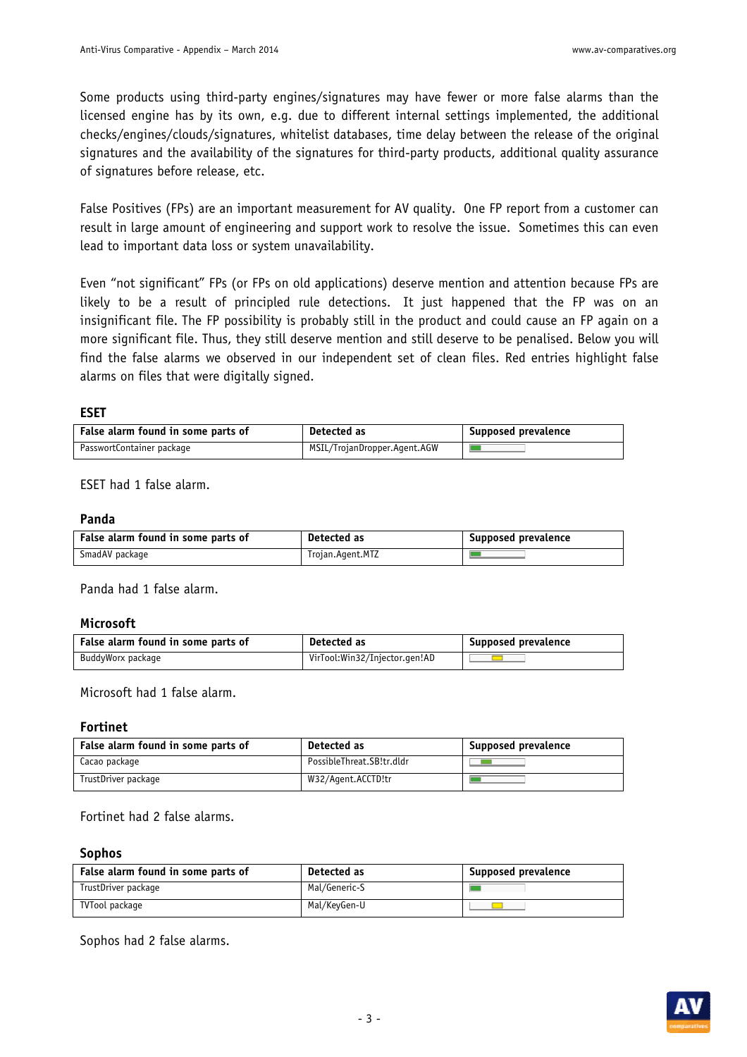Some products using third-party engines/signatures may have fewer or more false alarms than the licensed engine has by its own, e.g. due to different internal settings implemented, the additional checks/engines/clouds/signatures, whitelist databases, time delay between the release of the original signatures and the availability of the signatures for third-party products, additional quality assurance of signatures before release, etc.

False Positives (FPs) are an important measurement for AV quality. One FP report from a customer can result in large amount of engineering and support work to resolve the issue. Sometimes this can even lead to important data loss or system unavailability.

Even "not significant" FPs (or FPs on old applications) deserve mention and attention because FPs are likely to be a result of principled rule detections. It just happened that the FP was on an insignificant file. The FP possibility is probably still in the product and could cause an FP again on a more significant file. Thus, they still deserve mention and still deserve to be penalised. Below you will find the false alarms we observed in our independent set of clean files. Red entries highlight false alarms on files that were digitally signed.

**ESET**

| False alarm found in some parts of | Detected as | Supposed prevalence |
|---|---|---|
| PasswortContainer package | MSIL/TrojanDropper.Agent.AGW | |

ESET had 1 false alarm.

**Panda**

| False alarm found in some parts of | Detected as | Supposed prevalence |
|---|---|---|
| SmadAV package | Trojan.Agent.MTZ | |

Panda had 1 false alarm.

**Microsoft**

| False alarm found in some parts of | Detected as | Supposed prevalence |
|---|---|---|
| BuddyWorx package | VirTool:Win32/Injector.gen!AD | |

Microsoft had 1 false alarm.

**Fortinet**

| False alarm found in some parts of | Detected as | Supposed prevalence |
|---|---|---|
| Cacao package | PossibleThreat.SB!tr.dldr | |
| TrustDriver package | W32/Agent.ACCTD!tr | |

Fortinet had 2 false alarms.

**Sophos**

| False alarm found in some parts of | Detected as | Supposed prevalence |
|---|---|---|
| TrustDriver package | Mal/Generic-S | |
| TVTool package | Mal/KeyGen-U | |

Sophos had 2 false alarms.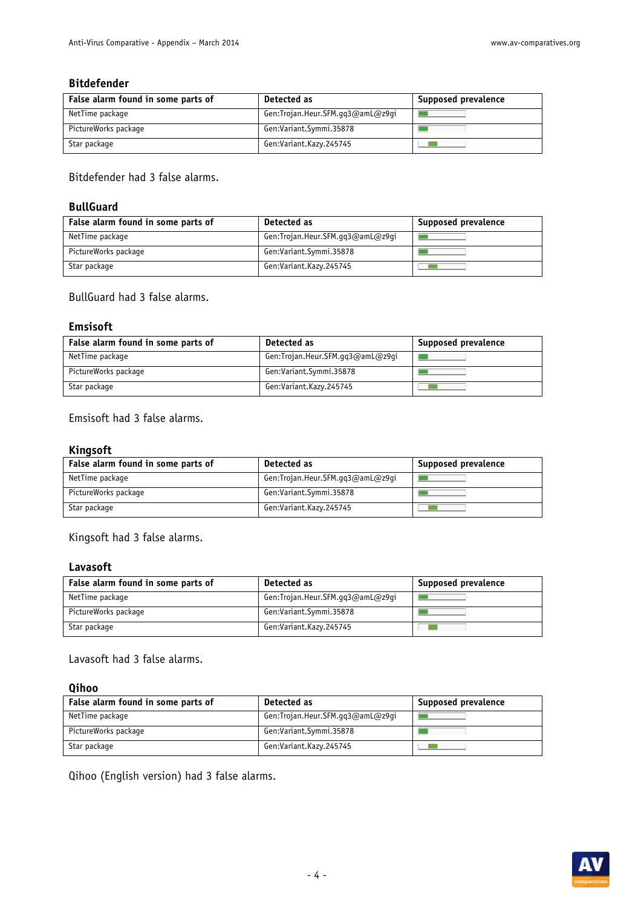### Bitdefender

| False alarm found in some parts of | Detected as | Supposed prevalence |
|---|---|---|
| NetTime package | Gen:Trojan.Heur.SFM.gq3@amL@z9gi | |
| PictureWorks package | Gen:Variant.Symmi.35878 | |
| Star package | Gen:Variant.Kazy.245745 | |

Bitdefender had 3 false alarms.

### BullGuard

| False alarm found in some parts of | Detected as | Supposed prevalence |
|---|---|---|
| NetTime package | Gen:Trojan.Heur.SFM.gq3@amL@z9gi | |
| PictureWorks package | Gen:Variant.Symmi.35878 | |
| Star package | Gen:Variant.Kazy.245745 | |

BullGuard had 3 false alarms.

### Emsisoft

| False alarm found in some parts of | Detected as | Supposed prevalence |
|---|---|---|
| NetTime package | Gen:Trojan.Heur.SFM.gq3@amL@z9gi | |
| PictureWorks package | Gen:Variant.Symmi.35878 | |
| Star package | Gen:Variant.Kazy.245745 | |

Emsisoft had 3 false alarms.

### Kingsoft

| False alarm found in some parts of | Detected as | Supposed prevalence |
|---|---|---|
| NetTime package | Gen:Trojan.Heur.SFM.gq3@amL@z9gi | |
| PictureWorks package | Gen:Variant.Symmi.35878 | |
| Star package | Gen:Variant.Kazy.245745 | |

Kingsoft had 3 false alarms.

### Lavasoft

| False alarm found in some parts of | Detected as | Supposed prevalence |
|---|---|---|
| NetTime package | Gen:Trojan.Heur.SFM.gq3@amL@z9gi | |
| PictureWorks package | Gen:Variant.Symmi.35878 | |
| Star package | Gen:Variant.Kazy.245745 | |

Lavasoft had 3 false alarms.

### Qihoo

| False alarm found in some parts of | Detected as | Supposed prevalence |
|---|---|---|
| NetTime package | Gen:Trojan.Heur.SFM.gq3@amL@z9gi | |
| PictureWorks package | Gen:Variant.Symmi.35878 | |
| Star package | Gen:Variant.Kazy.245745 | |

Qihoo (English version) had 3 false alarms.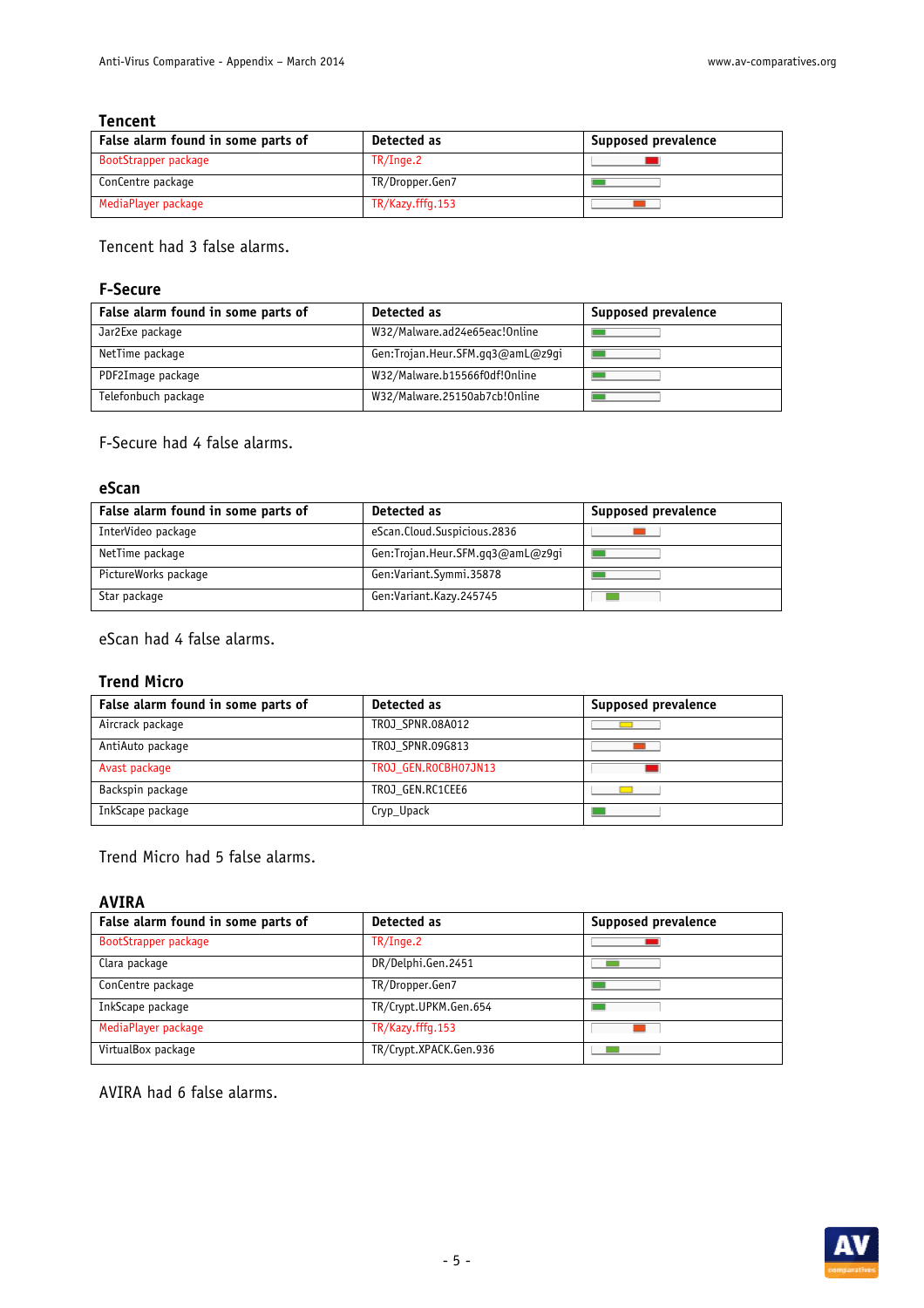## Tencent

| False alarm found in some parts of | Detected as | Supposed prevalence |
|---|---|---|
| BootStrapper package | TR/Inge.2 | |
| ConCentre package | TR/Dropper.Gen7 | |
| MediaPlayer package | TR/Kazy.fffg.153 | |

Tencent had 3 false alarms.

## F-Secure

| False alarm found in some parts of | Detected as | Supposed prevalence |
|---|---|---|
| Jar2Exe package | W32/Malware.ad24e65eac!Online | |
| NetTime package | Gen:Trojan.Heur.SFM.gq3@amL@z9gi | |
| PDF2Image package | W32/Malware.b15566f0df!Online | |
| Telefonbuch package | W32/Malware.25150ab7cb!Online | |

F-Secure had 4 false alarms.

## eScan

| False alarm found in some parts of | Detected as | Supposed prevalence |
|---|---|---|
| InterVideo package | eScan.Cloud.Suspicious.2836 | |
| NetTime package | Gen:Trojan.Heur.SFM.gq3@amL@z9gi | |
| PictureWorks package | Gen:Variant.Symmi.35878 | |
| Star package | Gen:Variant.Kazy.245745 | |

eScan had 4 false alarms.

## Trend Micro

| False alarm found in some parts of | Detected as | Supposed prevalence |
|---|---|---|
| Aircrack package | TROJ_SPNR.08A012 | |
| AntiAuto package | TROJ_SPNR.09G813 | |
| Avast package | TROJ_GEN.R0CBH07JN13 | |
| Backspin package | TROJ_GEN.RC1CEE6 | |
| InkScape package | Cryp_Upack | |

Trend Micro had 5 false alarms.

## AVIRA

| False alarm found in some parts of | Detected as | Supposed prevalence |
|---|---|---|
| BootStrapper package | TR/Inge.2 | |
| Clara package | DR/Delphi.Gen.2451 | |
| ConCentre package | TR/Dropper.Gen7 | |
| InkScape package | TR/Crypt.UPKM.Gen.654 | |
| MediaPlayer package | TR/Kazy.fffg.153 | |
| VirtualBox package | TR/Crypt.XPACK.Gen.936 | |

AVIRA had 6 false alarms.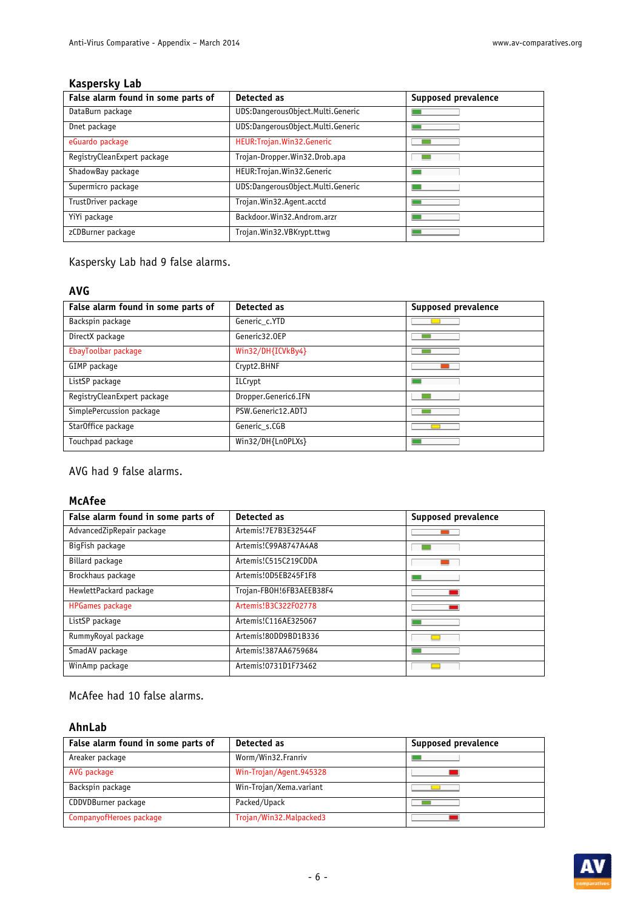### Kaspersky Lab

| False alarm found in some parts of | Detected as | Supposed prevalence |
|---|---|---|
| DataBurn package | UDS:DangerousObject.Multi.Generic | |
| Dnet package | UDS:DangerousObject.Multi.Generic | |
| eGuardo package | HEUR:Trojan.Win32.Generic | |
| RegistryCleanExpert package | Trojan-Dropper.Win32.Drob.apa | |
| ShadowBay package | HEUR:Trojan.Win32.Generic | |
| Supermicro package | UDS:DangerousObject.Multi.Generic | |
| TrustDriver package | Trojan.Win32.Agent.acctd | |
| YiYi package | Backdoor.Win32.Androm.arzr | |
| zCDBurner package | Trojan.Win32.VBKrypt.ttwg | |

Kaspersky Lab had 9 false alarms.

### AVG

| False alarm found in some parts of | Detected as | Supposed prevalence |
|---|---|---|
| Backspin package | Generic_c.YTD | |
| DirectX package | Generic32.OEP | |
| EbayToolbar package | Win32/DH{ICVkBy4} | |
| GIMP package | Crypt2.BHNF | |
| ListSP package | ILCrypt | |
| RegistryCleanExpert package | Dropper.Generic6.IFN | |
| SimplePercussion package | PSW.Generic12.ADTJ | |
| StarOffice package | Generic_s.CGB | |
| Touchpad package | Win32/DH{Ln0PLXs} | |

AVG had 9 false alarms.

### McAfee

| False alarm found in some parts of | Detected as | Supposed prevalence |
|---|---|---|
| AdvancedZipRepair package | Artemis!7E7B3E32544F | |
| BigFish package | Artemis!C99A8747A4A8 | |
| Billard package | Artemis!C515C219CDDA | |
| Brockhaus package | Artemis!0D5EB245F1F8 | |
| HewlettPackard package | Trojan-FBOH!6FB3AEEB38F4 | |
| HPGames package | Artemis!B3C322F02778 | |
| ListSP package | Artemis!C116AE325067 | |
| RummyRoyal package | Artemis!80DD9BD1B336 | |
| SmadAV package | Artemis!387AA6759684 | |
| WinAmp package | Artemis!0731D1F73462 | |

McAfee had 10 false alarms.

### AhnLab

| False alarm found in some parts of | Detected as | Supposed prevalence |
|---|---|---|
| Areaker package | Worm/Win32.Franriv | |
| AVG package | Win-Trojan/Agent.945328 | |
| Backspin package | Win-Trojan/Xema.variant | |
| CDDVDBurner package | Packed/Upack | |
| CompanyofHeroes package | Trojan/Win32.Malpacked3 | |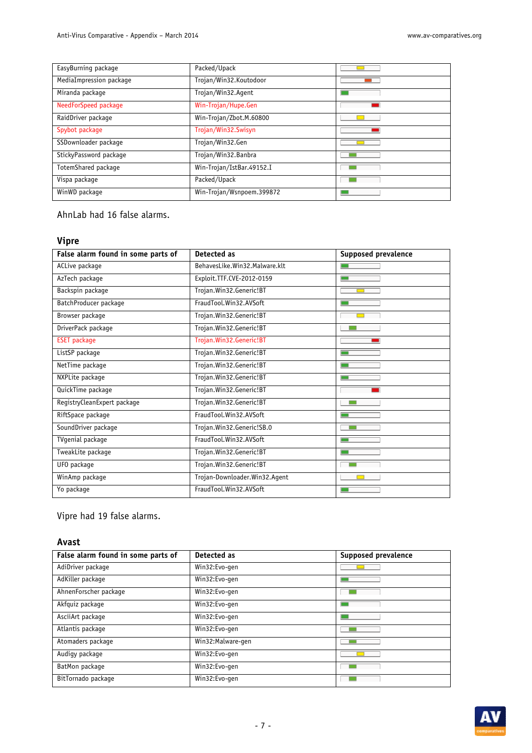| | | |
|---|---|---|
| EasyBurning package | Packed/Upack | |
| MediaImpression package | Trojan/Win32.Koutodoor | |
| Miranda package | Trojan/Win32.Agent | |
| NeedForSpeed package | Win-Trojan/Hupe.Gen | |
| RaidDriver package | Win-Trojan/Zbot.M.60800 | |
| Spybot package | Trojan/Win32.Swisyn | |
| SSDownloader package | Trojan/Win32.Gen | |
| StickyPassword package | Trojan/Win32.Banbra | |
| TotemShared package | Win-Trojan/IstBar.49152.I | |
| Vispa package | Packed/Upack | |
| WinWD package | Win-Trojan/Wsnpoem.399872 | |

AhnLab had 16 false alarms.

## Vipre

| False alarm found in some parts of | Detected as | Supposed prevalence |
|---|---|---|
| ACLive package | BehavesLike.Win32.Malware.klt | |
| AzTech package | Exploit.TTF.CVE-2012-0159 | |
| Backspin package | Trojan.Win32.Generic!BT | |
| BatchProducer package | FraudTool.Win32.AVSoft | |
| Browser package | Trojan.Win32.Generic!BT | |
| DriverPack package | Trojan.Win32.Generic!BT | |
| ESET package | Trojan.Win32.Generic!BT | |
| ListSP package | Trojan.Win32.Generic!BT | |
| NetTime package | Trojan.Win32.Generic!BT | |
| NXPLite package | Trojan.Win32.Generic!BT | |
| QuickTime package | Trojan.Win32.Generic!BT | |
| RegistryCleanExpert package | Trojan.Win32.Generic!BT | |
| RiftSpace package | FraudTool.Win32.AVSoft | |
| SoundDriver package | Trojan.Win32.Generic!SB.0 | |
| TVgenial package | FraudTool.Win32.AVSoft | |
| TweakLite package | Trojan.Win32.Generic!BT | |
| UFO package | Trojan.Win32.Generic!BT | |
| WinAmp package | Trojan-Downloader.Win32.Agent | |
| Yo package | FraudTool.Win32.AVSoft | |

Vipre had 19 false alarms.

## Avast

| False alarm found in some parts of | Detected as | Supposed prevalence |
|---|---|---|
| AdiDriver package | Win32:Evo-gen | |
| AdKiller package | Win32:Evo-gen | |
| AhnenForscher package | Win32:Evo-gen | |
| Akfquiz package | Win32:Evo-gen | |
| AsciiArt package | Win32:Evo-gen | |
| Atlantis package | Win32:Evo-gen | |
| Atomaders package | Win32:Malware-gen | |
| Audigy package | Win32:Evo-gen | |
| BatMon package | Win32:Evo-gen | |
| BitTornado package | Win32:Evo-gen | |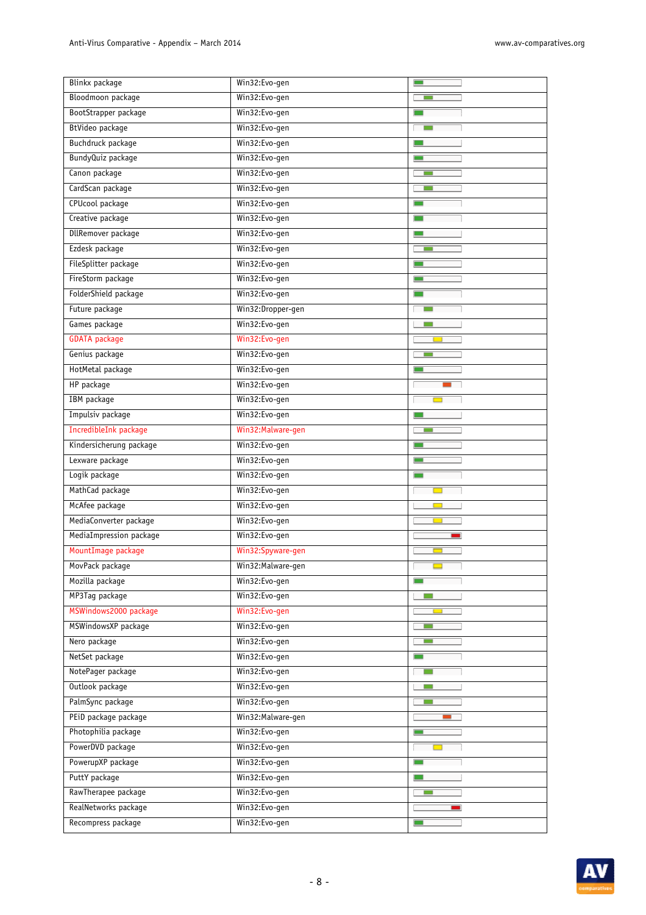| | | |
|---|---|---|
| Blinkx package | Win32:Evo-gen | |
| Bloodmoon package | Win32:Evo-gen | |
| BootStrapper package | Win32:Evo-gen | |
| BtVideo package | Win32:Evo-gen | |
| Buchdruck package | Win32:Evo-gen | |
| BundyQuiz package | Win32:Evo-gen | |
| Canon package | Win32:Evo-gen | |
| CardScan package | Win32:Evo-gen | |
| CPUcool package | Win32:Evo-gen | |
| Creative package | Win32:Evo-gen | |
| DllRemover package | Win32:Evo-gen | |
| Ezdesk package | Win32:Evo-gen | |
| FileSplitter package | Win32:Evo-gen | |
| FireStorm package | Win32:Evo-gen | |
| FolderShield package | Win32:Evo-gen | |
| Future package | Win32:Dropper-gen | |
| Games package | Win32:Evo-gen | |
| GDATA package | Win32:Evo-gen | |
| Genius package | Win32:Evo-gen | |
| HotMetal package | Win32:Evo-gen | |
| HP package | Win32:Evo-gen | |
| IBM package | Win32:Evo-gen | |
| Impulsiv package | Win32:Evo-gen | |
| IncredibleInk package | Win32:Malware-gen | |
| Kindersicherung package | Win32:Evo-gen | |
| Lexware package | Win32:Evo-gen | |
| Logik package | Win32:Evo-gen | |
| MathCad package | Win32:Evo-gen | |
| McAfee package | Win32:Evo-gen | |
| MediaConverter package | Win32:Evo-gen | |
| MediaImpression package | Win32:Evo-gen | |
| MountImage package | Win32:Spyware-gen | |
| MovPack package | Win32:Malware-gen | |
| Mozilla package | Win32:Evo-gen | |
| MP3Tag package | Win32:Evo-gen | |
| MSWindows2000 package | Win32:Evo-gen | |
| MSWindowsXP package | Win32:Evo-gen | |
| Nero package | Win32:Evo-gen | |
| NetSet package | Win32:Evo-gen | |
| NotePager package | Win32:Evo-gen | |
| Outlook package | Win32:Evo-gen | |
| PalmSync package | Win32:Evo-gen | |
| PEiD package package | Win32:Malware-gen | |
| Photophilia package | Win32:Evo-gen | |
| PowerDVD package | Win32:Evo-gen | |
| PowerupXP package | Win32:Evo-gen | |
| PuttY package | Win32:Evo-gen | |
| RawTherapee package | Win32:Evo-gen | |
| RealNetworks package | Win32:Evo-gen | |
| Recompress package | Win32:Evo-gen | |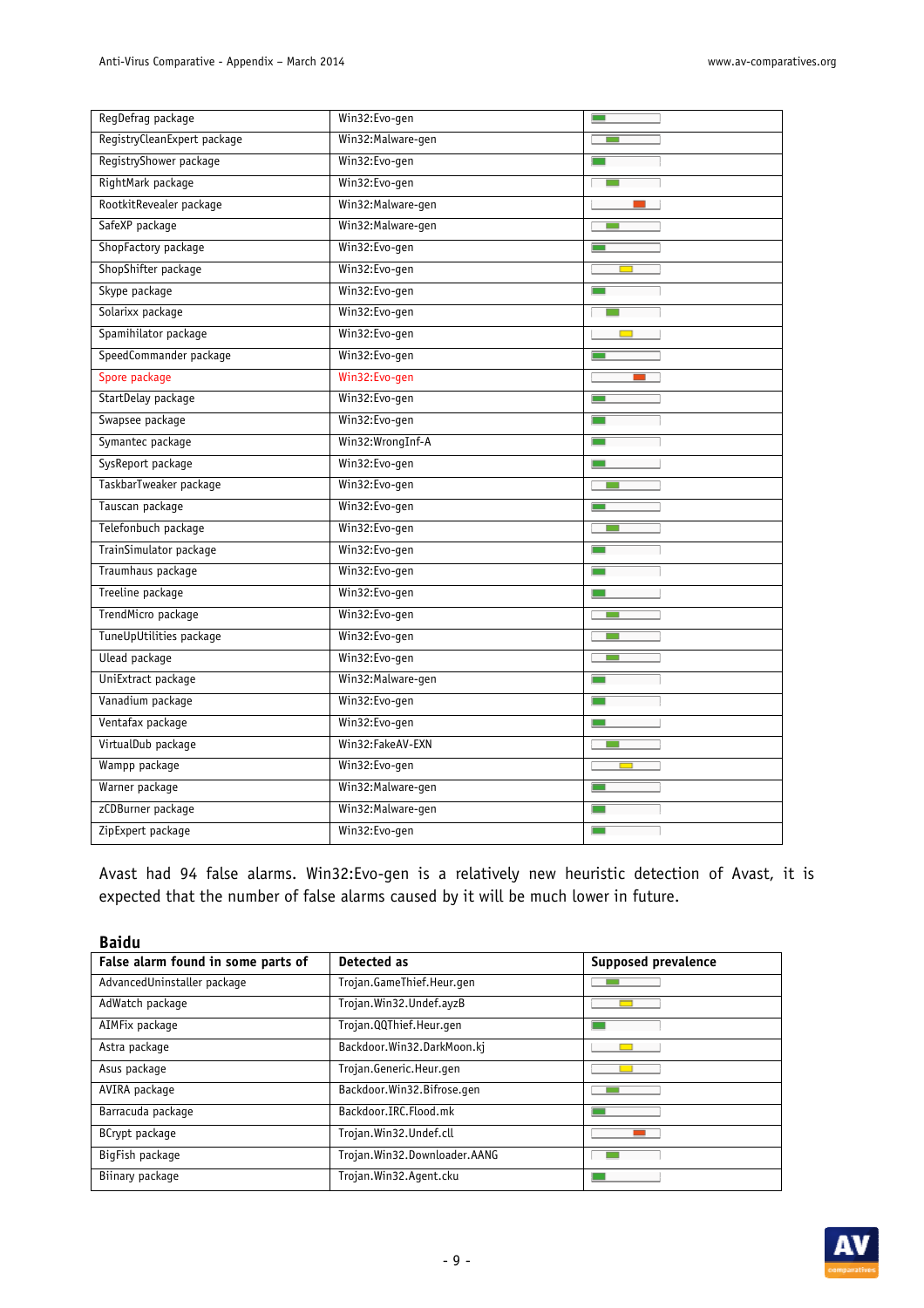| | | |
|---|---|---|
| RegDefrag package | Win32:Evo-gen | |
| RegistryCleanExpert package | Win32:Malware-gen | |
| RegistryShower package | Win32:Evo-gen | |
| RightMark package | Win32:Evo-gen | |
| RootkitRevealer package | Win32:Malware-gen | |
| SafeXP package | Win32:Malware-gen | |
| ShopFactory package | Win32:Evo-gen | |
| ShopShifter package | Win32:Evo-gen | |
| Skype package | Win32:Evo-gen | |
| Solarixx package | Win32:Evo-gen | |
| Spamihilator package | Win32:Evo-gen | |
| SpeedCommander package | Win32:Evo-gen | |
| Spore package | Win32:Evo-gen | |
| StartDelay package | Win32:Evo-gen | |
| Swapsee package | Win32:Evo-gen | |
| Symantec package | Win32:WrongInf-A | |
| SysReport package | Win32:Evo-gen | |
| TaskbarTweaker package | Win32:Evo-gen | |
| Tauscan package | Win32:Evo-gen | |
| Telefonbuch package | Win32:Evo-gen | |
| TrainSimulator package | Win32:Evo-gen | |
| Traumhaus package | Win32:Evo-gen | |
| Treeline package | Win32:Evo-gen | |
| TrendMicro package | Win32:Evo-gen | |
| TuneUpUtilities package | Win32:Evo-gen | |
| Ulead package | Win32:Evo-gen | |
| UniExtract package | Win32:Malware-gen | |
| Vanadium package | Win32:Evo-gen | |
| Ventafax package | Win32:Evo-gen | |
| VirtualDub package | Win32:FakeAV-EXN | |
| Wampp package | Win32:Evo-gen | |
| Warner package | Win32:Malware-gen | |
| zCDBurner package | Win32:Malware-gen | |
| ZipExpert package | Win32:Evo-gen | |

Avast had 94 false alarms. Win32:Evo-gen is a relatively new heuristic detection of Avast, it is expected that the number of false alarms caused by it will be much lower in future.

## Baidu

| False alarm found in some parts of | Detected as | Supposed prevalence |
|---|---|---|
| AdvancedUninstaller package | Trojan.GameThief.Heur.gen | |
| AdWatch package | Trojan.Win32.Undef.ayzB | |
| AIMFix package | Trojan.QQThief.Heur.gen | |
| Astra package | Backdoor.Win32.DarkMoon.kj | |
| Asus package | Trojan.Generic.Heur.gen | |
| AVIRA package | Backdoor.Win32.Bifrose.gen | |
| Barracuda package | Backdoor.IRC.Flood.mk | |
| BCrypt package | Trojan.Win32.Undef.cll | |
| BigFish package | Trojan.Win32.Downloader.AANG | |
| Biinary package | Trojan.Win32.Agent.cku | |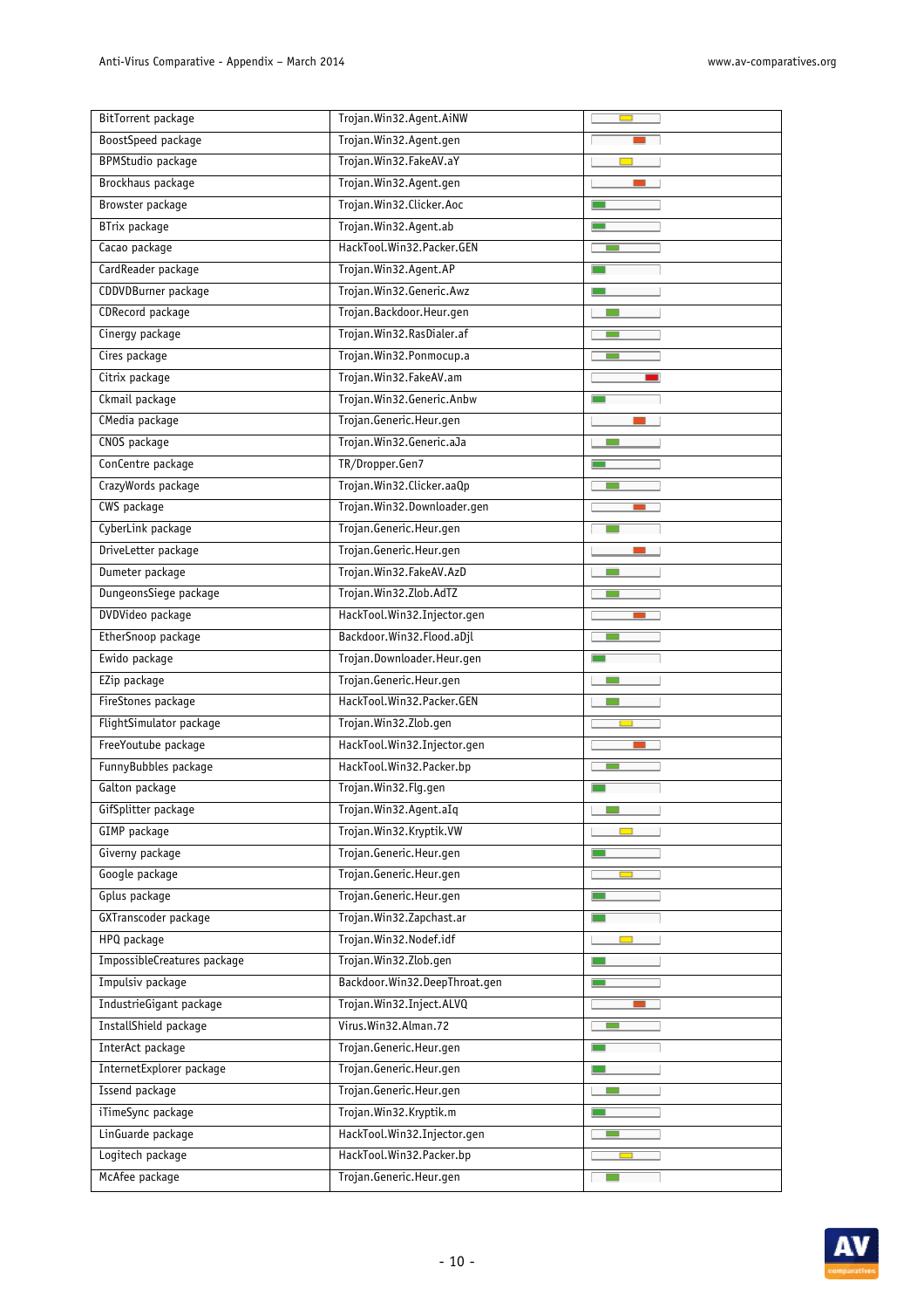| | | |
|---|---|---|
| BitTorrent package | Trojan.Win32.Agent.AiNW | |
| BoostSpeed package | Trojan.Win32.Agent.gen | |
| BPMStudio package | Trojan.Win32.FakeAV.aY | |
| Brockhaus package | Trojan.Win32.Agent.gen | |
| Browster package | Trojan.Win32.Clicker.Aoc | |
| BTrix package | Trojan.Win32.Agent.ab | |
| Cacao package | HackTool.Win32.Packer.GEN | |
| CardReader package | Trojan.Win32.Agent.AP | |
| CDDVDBurner package | Trojan.Win32.Generic.Awz | |
| CDRecord package | Trojan.Backdoor.Heur.gen | |
| Cinergy package | Trojan.Win32.RasDialer.af | |
| Cires package | Trojan.Win32.Ponmocup.a | |
| Citrix package | Trojan.Win32.FakeAV.am | |
| Ckmail package | Trojan.Win32.Generic.Anbw | |
| CMedia package | Trojan.Generic.Heur.gen | |
| CNOS package | Trojan.Win32.Generic.aJa | |
| ConCentre package | TR/Dropper.Gen7 | |
| CrazyWords package | Trojan.Win32.Clicker.aaQp | |
| CWS package | Trojan.Win32.Downloader.gen | |
| CyberLink package | Trojan.Generic.Heur.gen | |
| DriveLetter package | Trojan.Generic.Heur.gen | |
| Dumeter package | Trojan.Win32.FakeAV.AzD | |
| DungeonsSiege package | Trojan.Win32.Zlob.AdTZ | |
| DVDVideo package | HackTool.Win32.Injector.gen | |
| EtherSnoop package | Backdoor.Win32.Flood.aDjl | |
| Ewido package | Trojan.Downloader.Heur.gen | |
| EZip package | Trojan.Generic.Heur.gen | |
| FireStones package | HackTool.Win32.Packer.GEN | |
| FlightSimulator package | Trojan.Win32.Zlob.gen | |
| FreeYoutube package | HackTool.Win32.Injector.gen | |
| FunnyBubbles package | HackTool.Win32.Packer.bp | |
| Galton package | Trojan.Win32.Flg.gen | |
| GifSplitter package | Trojan.Win32.Agent.aIq | |
| GIMP package | Trojan.Win32.Kryptik.VW | |
| Giverny package | Trojan.Generic.Heur.gen | |
| Google package | Trojan.Generic.Heur.gen | |
| Gplus package | Trojan.Generic.Heur.gen | |
| GXTranscoder package | Trojan.Win32.Zapchast.ar | |
| HPQ package | Trojan.Win32.Nodef.idf | |
| ImpossibleCreatures package | Trojan.Win32.Zlob.gen | |
| Impulsiv package | Backdoor.Win32.DeepThroat.gen | |
| IndustrieGigant package | Trojan.Win32.Inject.ALVQ | |
| InstallShield package | Virus.Win32.Alman.72 | |
| InterAct package | Trojan.Generic.Heur.gen | |
| InternetExplorer package | Trojan.Generic.Heur.gen | |
| Issend package | Trojan.Generic.Heur.gen | |
| iTimeSync package | Trojan.Win32.Kryptik.m | |
| LinGuarde package | HackTool.Win32.Injector.gen | |
| Logitech package | HackTool.Win32.Packer.bp | |
| McAfee package | Trojan.Generic.Heur.gen | |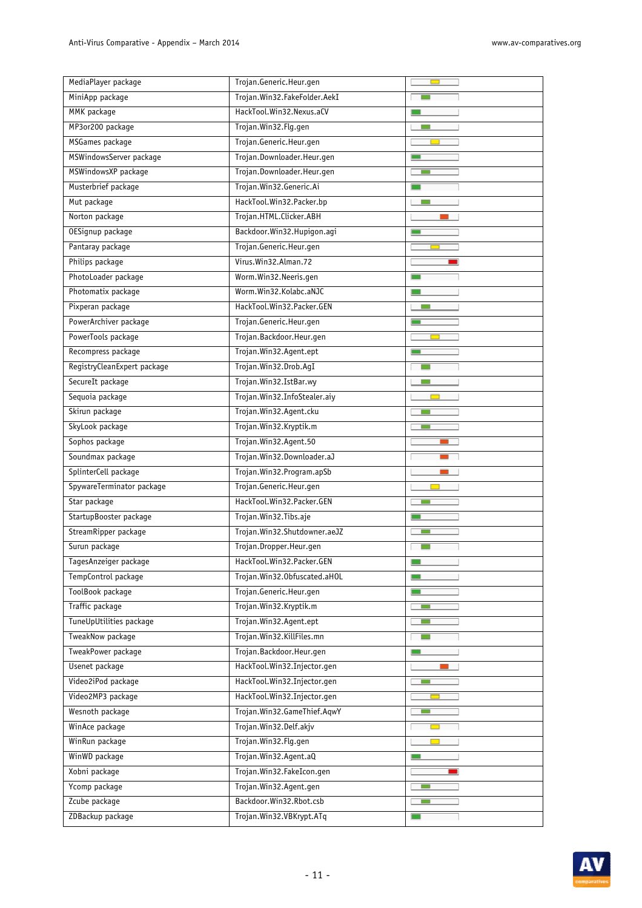| | | |
|---|---|---|
| MediaPlayer package | Trojan.Generic.Heur.gen | |
| MiniApp package | Trojan.Win32.FakeFolder.AekI | |
| MMK package | HackTool.Win32.Nexus.aCV | |
| MP3or200 package | Trojan.Win32.Flg.gen | |
| MSGames package | Trojan.Generic.Heur.gen | |
| MSWindowsServer package | Trojan.Downloader.Heur.gen | |
| MSWindowsXP package | Trojan.Downloader.Heur.gen | |
| Musterbrief package | Trojan.Win32.Generic.Ai | |
| Mut package | HackTool.Win32.Packer.bp | |
| Norton package | Trojan.HTML.Clicker.ABH | |
| OESignup package | Backdoor.Win32.Hupigon.agi | |
| Pantaray package | Trojan.Generic.Heur.gen | |
| Philips package | Virus.Win32.Alman.72 | |
| PhotoLoader package | Worm.Win32.Neeris.gen | |
| Photomatix package | Worm.Win32.Kolabc.aNJC | |
| Pixperan package | HackTool.Win32.Packer.GEN | |
| PowerArchiver package | Trojan.Generic.Heur.gen | |
| PowerTools package | Trojan.Backdoor.Heur.gen | |
| Recompress package | Trojan.Win32.Agent.ept | |
| RegistryCleanExpert package | Trojan.Win32.Drob.AgI | |
| SecureIt package | Trojan.Win32.IstBar.wy | |
| Sequoia package | Trojan.Win32.InfoStealer.aiy | |
| Skirun package | Trojan.Win32.Agent.cku | |
| SkyLook package | Trojan.Win32.Kryptik.m | |
| Sophos package | Trojan.Win32.Agent.50 | |
| Soundmax package | Trojan.Win32.Downloader.aJ | |
| SplinterCell package | Trojan.Win32.Program.apSb | |
| SpywareTerminator package | Trojan.Generic.Heur.gen | |
| Star package | HackTool.Win32.Packer.GEN | |
| StartupBooster package | Trojan.Win32.Tibs.aje | |
| StreamRipper package | Trojan.Win32.Shutdowner.aeJZ | |
| Surun package | Trojan.Dropper.Heur.gen | |
| TagesAnzeiger package | HackTool.Win32.Packer.GEN | |
| TempControl package | Trojan.Win32.Obfuscated.aHOL | |
| ToolBook package | Trojan.Generic.Heur.gen | |
| Traffic package | Trojan.Win32.Kryptik.m | |
| TuneUpUtilities package | Trojan.Win32.Agent.ept | |
| TweakNow package | Trojan.Win32.KillFiles.mn | |
| TweakPower package | Trojan.Backdoor.Heur.gen | |
| Usenet package | HackTool.Win32.Injector.gen | |
| Video2iPod package | HackTool.Win32.Injector.gen | |
| Video2MP3 package | HackTool.Win32.Injector.gen | |
| Wesnoth package | Trojan.Win32.GameThief.AqwY | |
| WinAce package | Trojan.Win32.Delf.akjv | |
| WinRun package | Trojan.Win32.Flg.gen | |
| WinWD package | Trojan.Win32.Agent.aQ | |
| Xobni package | Trojan.Win32.FakeIcon.gen | |
| Ycomp package | Trojan.Win32.Agent.gen | |
| Zcube package | Backdoor.Win32.Rbot.csb | |
| ZDBackup package | Trojan.Win32.VBKrypt.ATq | |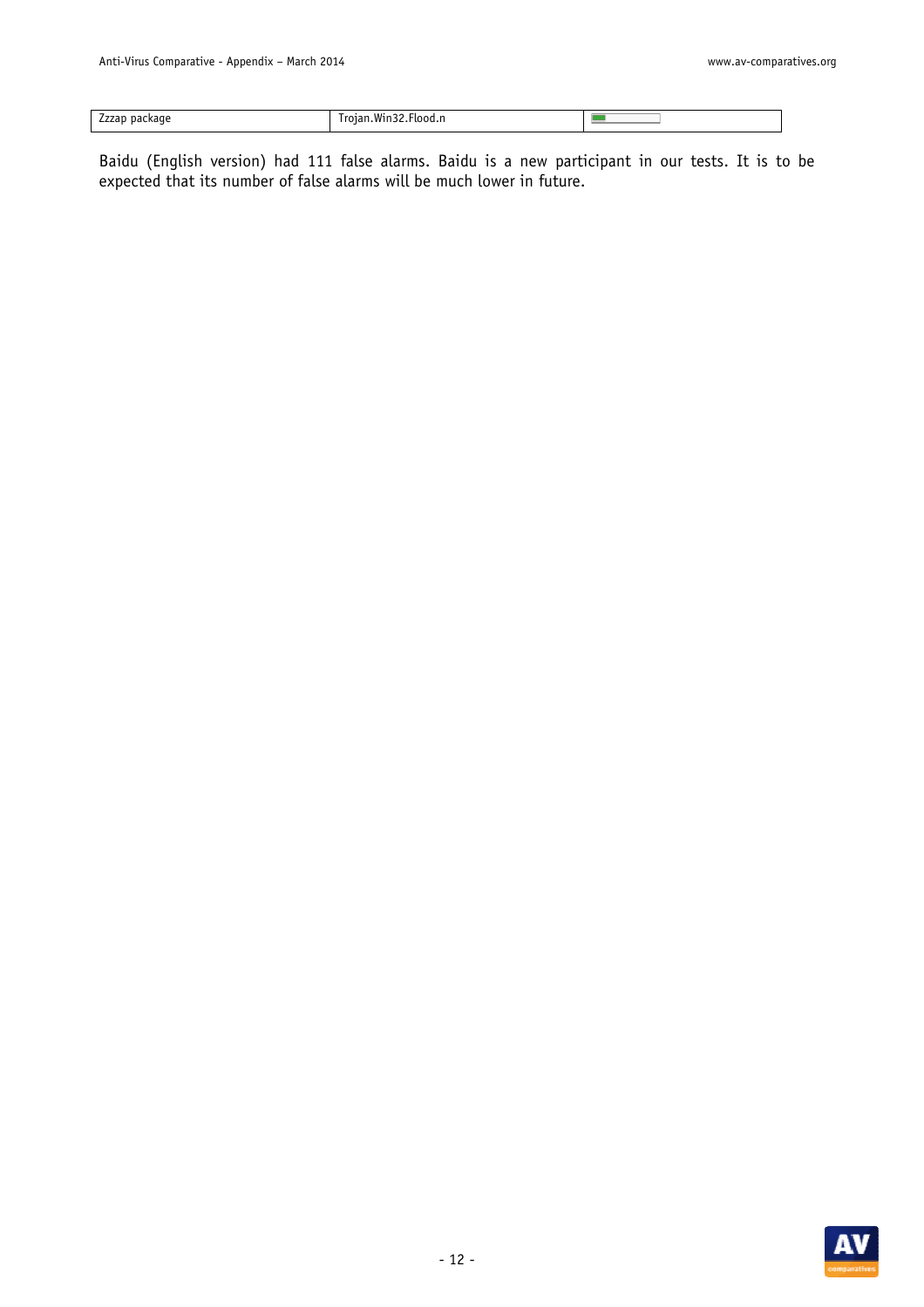| | | |
|---|---|---|
| Zzzap package | Trojan.Win32.Flood.n | |

Baidu (English version) had 111 false alarms. Baidu is a new participant in our tests. It is to be expected that its number of false alarms will be much lower in future.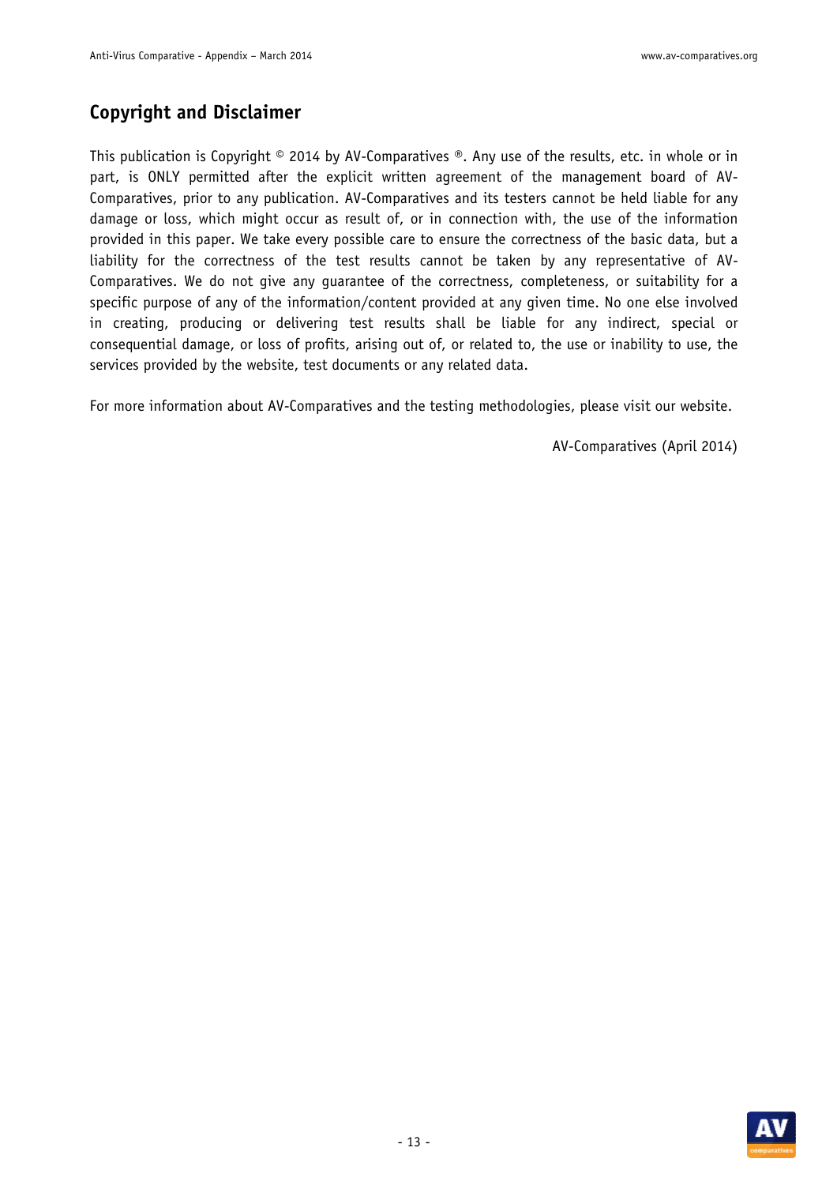## Copyright and Disclaimer

This publication is Copyright © 2014 by AV-Comparatives ®. Any use of the results, etc. in whole or in part, is ONLY permitted after the explicit written agreement of the management board of AV-Comparatives, prior to any publication. AV-Comparatives and its testers cannot be held liable for any damage or loss, which might occur as result of, or in connection with, the use of the information provided in this paper. We take every possible care to ensure the correctness of the basic data, but a liability for the correctness of the test results cannot be taken by any representative of AV-Comparatives. We do not give any guarantee of the correctness, completeness, or suitability for a specific purpose of any of the information/content provided at any given time. No one else involved in creating, producing or delivering test results shall be liable for any indirect, special or consequential damage, or loss of profits, arising out of, or related to, the use or inability to use, the services provided by the website, test documents or any related data.

For more information about AV-Comparatives and the testing methodologies, please visit our website.

AV-Comparatives (April 2014)